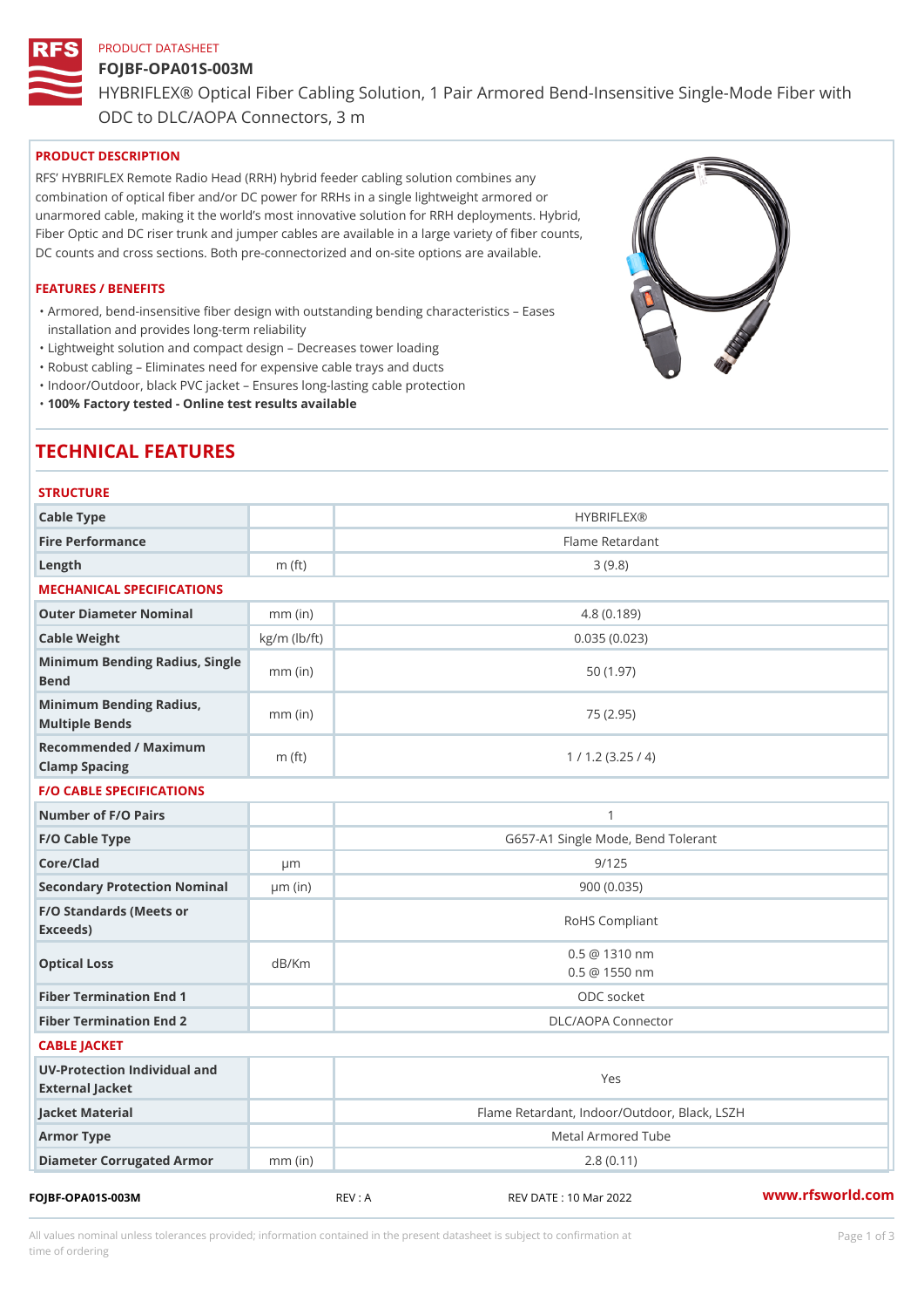PRODUCT DATASHEET

# FOJBF-OPA01S-003M

HYBRIFLEX® Optical Fiber Cabling Solution, 1 Pair Armored Bend-Insensitive Single-Mode Fiber with ODC to DLC/AOPA Connectors, 3 m

## PRODUCT DESCRIPTION

RFS' HYBRIFLEX Remote Radio Head (RRH) hybrid feeder cabling solution combines any combination of optical fiber and/or DC power for RRHs in a single lightweight armored or unarmored cable, making it the world's most innovative solution for RRH deployments. Hybrid, Fiber Optic and DC riser trunk and jumper cables are available in a large variety of fiber counts, DC counts and cross sections. Both pre-connectorized and on-site options are available.

## FEATURES / BENEFITS

- Armored, bend-insensitive fiber design with outstanding bending characteristics – Eases installation and provides long-term reliability
- Lightweight solution and compact design – Decreases tower loading
- Robust cabling – Eliminates need for expensive cable trays and ducts
- Indoor/Outdoor, black PVC jacket – Ensures long-lasting cable protection
- **100% Factory tested - Online test results available**

# TECHNICAL FEATURES

| STRUCTURE | | |
|---|---|---|
| Cable Type | | HYBRIFLEX® |
| Fire Performance | | Flame Retardant |
| Length | m (ft) | 3 (9.8) |
| **MECHANICAL SPECIFICATIONS** | | |
| Outer Diameter Nominal | mm (in) | 4.8 (0.189) |
| Cable Weight | kg/m (lb/ft) | 0.035 (0.023) |
| Minimum Bending Radius, Single Bend | mm (in) | 50 (1.97) |
| Minimum Bending Radius, Multiple Bends | mm (in) | 75 (2.95) |
| Recommended / Maximum Clamp Spacing | m (ft) | 1 / 1.2 (3.25 / 4) |
| **F/O CABLE SPECIFICATIONS** | | |
| Number of F/O Pairs | | 1 |
| F/O Cable Type | | G657-A1 Single Mode, Bend Tolerant |
| Core/Clad | μm | 9/125 |
| Secondary Protection Nominal | μm (in) | 900 (0.035) |
| F/O Standards (Meets or Exceeds) | | RoHS Compliant |
| Optical Loss | dB/Km | 0.5 @ 1310 nm<br>0.5 @ 1550 nm |
| Fiber Termination End 1 | | ODC socket |
| Fiber Termination End 2 | | DLC/AOPA Connector |
| **CABLE JACKET** | | |
| UV-Protection Individual and External Jacket | | Yes |
| Jacket Material | | Flame Retardant, Indoor/Outdoor, Black, LSZH |
| Armor Type | | Metal Armored Tube |
| Diameter Corrugated Armor | mm (in) | 2.8 (0.11) |

FOJBF-OPA01S-003M REV : A REV DATE : 10 Mar 2022 www.rfsworld.com

All values nominal unless tolerances provided; information contained in the present datasheet is subject to confirmation at time of ordering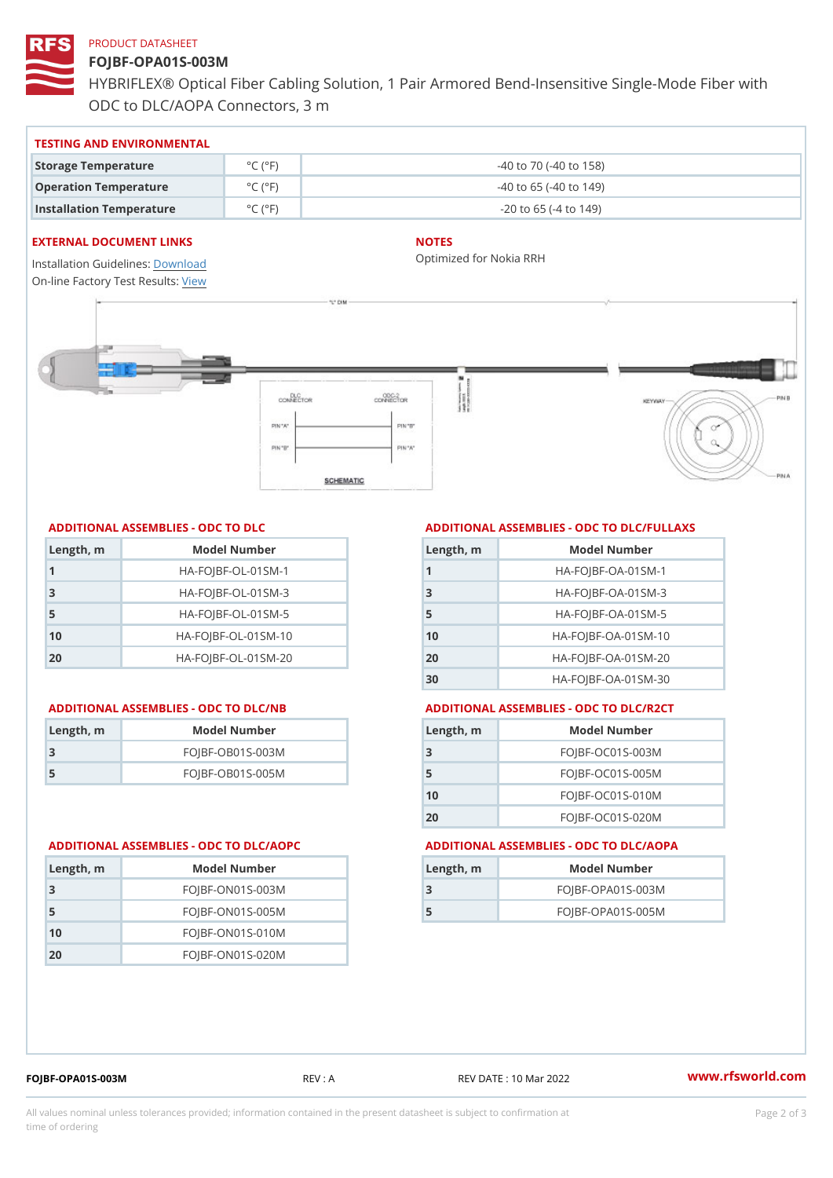PRODUCT DATASHEET

# FOJBF-OPA01S-003M

HYBRIFLEX® Optical Fiber Cabling Solution, 1 Pair Armored Bend-Insensitive Single-Mode Fiber with ODC to DLC/AOPA Connectors, 3 m

## TESTING AND ENVIRONMENTAL

| | | |
|---|---|---|
| Storage Temperature | °C (°F) | -40 to 70 (-40 to 158) |
| Operation Temperature | °C (°F) | -40 to 65 (-40 to 149) |
| Installation Temperature | °C (°F) | -20 to 65 (-4 to 149) |

## EXTERNAL DOCUMENT LINKS

Installation Guidelines: Download
On-line Factory Test Results: View

## NOTES

Optimized for Nokia RRH

## ADDITIONAL ASSEMBLIES - ODC TO DLC

| Length, m | Model Number |
|---|---|
| 1 | HA-FOJBF-OL-01SM-1 |
| 3 | HA-FOJBF-OL-01SM-3 |
| 5 | HA-FOJBF-OL-01SM-5 |
| 10 | HA-FOJBF-OL-01SM-10 |
| 20 | HA-FOJBF-OL-01SM-20 |

## ADDITIONAL ASSEMBLIES - ODC TO DLC/FULLAXS

| Length, m | Model Number |
|---|---|
| 1 | HA-FOJBF-OA-01SM-1 |
| 3 | HA-FOJBF-OA-01SM-3 |
| 5 | HA-FOJBF-OA-01SM-5 |
| 10 | HA-FOJBF-OA-01SM-10 |
| 20 | HA-FOJBF-OA-01SM-20 |
| 30 | HA-FOJBF-OA-01SM-30 |

## ADDITIONAL ASSEMBLIES - ODC TO DLC/NB

| Length, m | Model Number |
|---|---|
| 3 | FOJBF-OB01S-003M |
| 5 | FOJBF-OB01S-005M |

## ADDITIONAL ASSEMBLIES - ODC TO DLC/R2CT

| Length, m | Model Number |
|---|---|
| 3 | FOJBF-OC01S-003M |
| 5 | FOJBF-OC01S-005M |
| 10 | FOJBF-OC01S-010M |
| 20 | FOJBF-OC01S-020M |

## ADDITIONAL ASSEMBLIES - ODC TO DLC/AOPC

| Length, m | Model Number |
|---|---|
| 3 | FOJBF-ON01S-003M |
| 5 | FOJBF-ON01S-005M |
| 10 | FOJBF-ON01S-010M |
| 20 | FOJBF-ON01S-020M |

## ADDITIONAL ASSEMBLIES - ODC TO DLC/AOPA

| Length, m | Model Number |
|---|---|
| 3 | FOJBF-OPA01S-003M |
| 5 | FOJBF-OPA01S-005M |

FOJBF-OPA01S-003M REV : A REV DATE : 10 Mar 2022 www.rfsworld.com

All values nominal unless tolerances provided; information contained in the present datasheet is subject to confirmation at time of ordering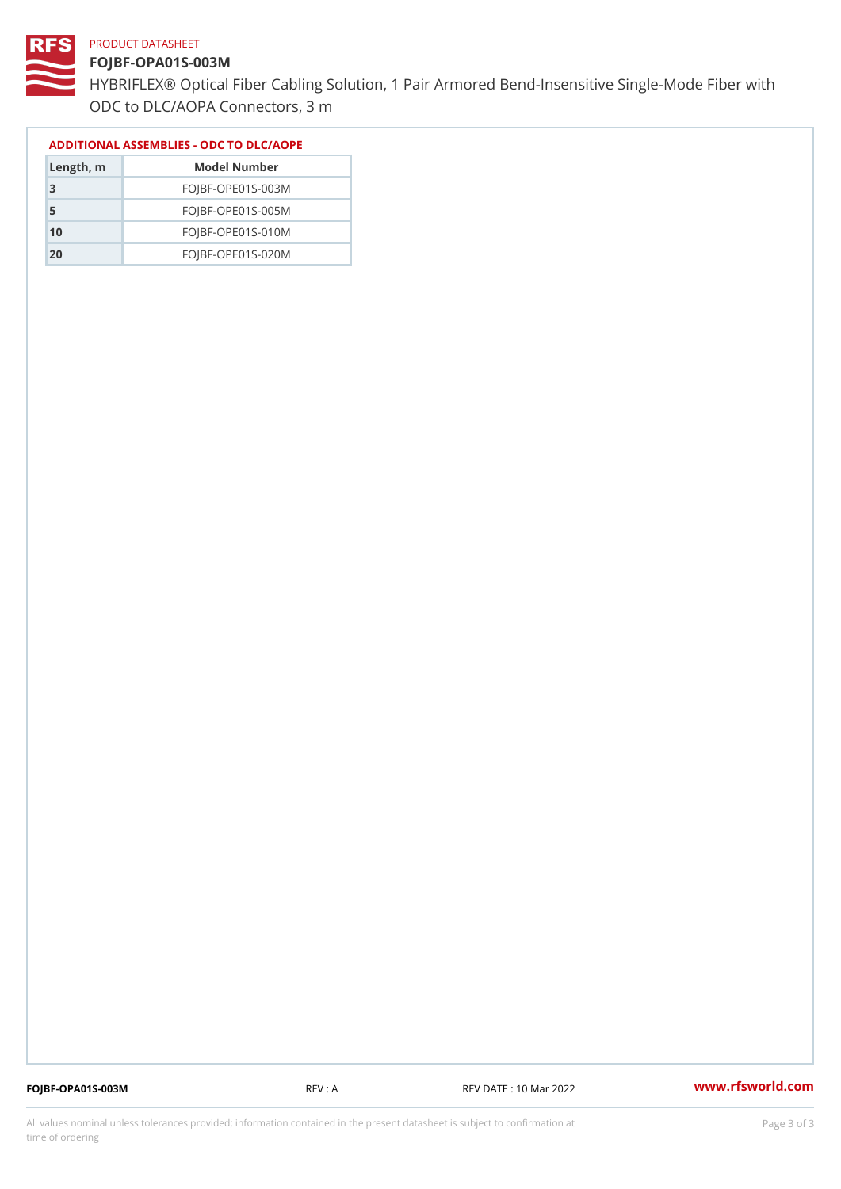ADDITIONAL ASSEMBLIES - ODC TO DLC/AOPE

| Length, m | Model Number |
|---|---|
| 3 | FOJBF-OPE01S-003M |
| 5 | FOJBF-OPE01S-005M |
| 10 | FOJBF-OPE01S-010M |
| 20 | FOJBF-OPE01S-020M |